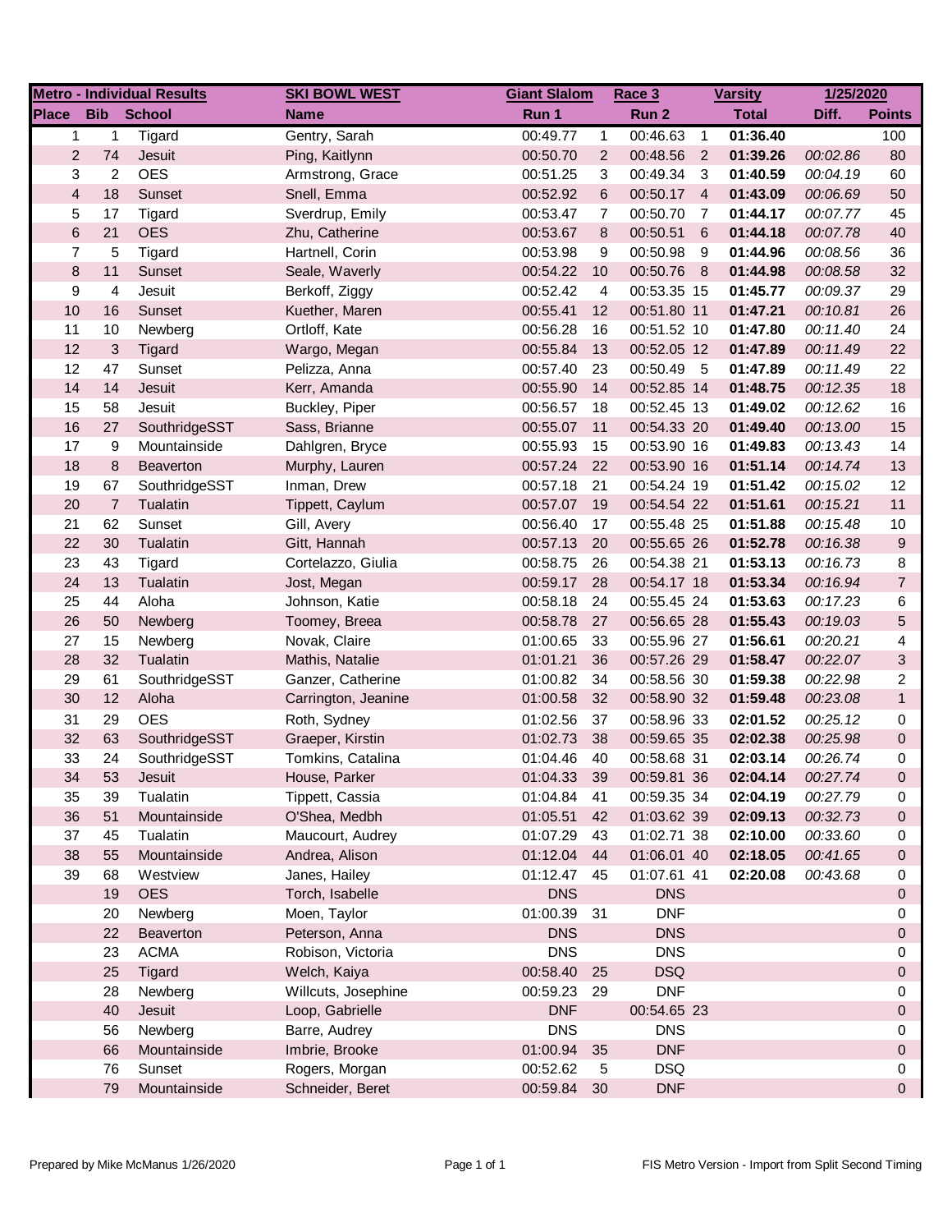| Metro - Individual Results | | | SKI BOWL WEST | Giant Slalom | | Race 3 | | Varsity | 1/25/2020 | |
|---|---|---|---|---|---|---|---|---|---|---|
| Place | Bib | School | Name | Run 1 | | Run 2 | | Total | Diff. | Points |
| 1 | 1 | Tigard | Gentry, Sarah | 00:49.77 | 1 | 00:46.63 | 1 | **01:36.40** | | 100 |
| 2 | 74 | Jesuit | Ping, Kaitlynn | 00:50.70 | 2 | 00:48.56 | 2 | **01:39.26** | *00:02.86* | 80 |
| 3 | 2 | OES | Armstrong, Grace | 00:51.25 | 3 | 00:49.34 | 3 | **01:40.59** | *00:04.19* | 60 |
| 4 | 18 | Sunset | Snell, Emma | 00:52.92 | 6 | 00:50.17 | 4 | **01:43.09** | *00:06.69* | 50 |
| 5 | 17 | Tigard | Sverdrup, Emily | 00:53.47 | 7 | 00:50.70 | 7 | **01:44.17** | *00:07.77* | 45 |
| 6 | 21 | OES | Zhu, Catherine | 00:53.67 | 8 | 00:50.51 | 6 | **01:44.18** | *00:07.78* | 40 |
| 7 | 5 | Tigard | Hartnell, Corin | 00:53.98 | 9 | 00:50.98 | 9 | **01:44.96** | *00:08.56* | 36 |
| 8 | 11 | Sunset | Seale, Waverly | 00:54.22 | 10 | 00:50.76 | 8 | **01:44.98** | *00:08.58* | 32 |
| 9 | 4 | Jesuit | Berkoff, Ziggy | 00:52.42 | 4 | 00:53.35 | 15 | **01:45.77** | *00:09.37* | 29 |
| 10 | 16 | Sunset | Kuether, Maren | 00:55.41 | 12 | 00:51.80 | 11 | **01:47.21** | *00:10.81* | 26 |
| 11 | 10 | Newberg | Ortloff, Kate | 00:56.28 | 16 | 00:51.52 | 10 | **01:47.80** | *00:11.40* | 24 |
| 12 | 3 | Tigard | Wargo, Megan | 00:55.84 | 13 | 00:52.05 | 12 | **01:47.89** | *00:11.49* | 22 |
| 12 | 47 | Sunset | Pelizza, Anna | 00:57.40 | 23 | 00:50.49 | 5 | **01:47.89** | *00:11.49* | 22 |
| 14 | 14 | Jesuit | Kerr, Amanda | 00:55.90 | 14 | 00:52.85 | 14 | **01:48.75** | *00:12.35* | 18 |
| 15 | 58 | Jesuit | Buckley, Piper | 00:56.57 | 18 | 00:52.45 | 13 | **01:49.02** | *00:12.62* | 16 |
| 16 | 27 | SouthridgeSST | Sass, Brianne | 00:55.07 | 11 | 00:54.33 | 20 | **01:49.40** | *00:13.00* | 15 |
| 17 | 9 | Mountainside | Dahlgren, Bryce | 00:55.93 | 15 | 00:53.90 | 16 | **01:49.83** | *00:13.43* | 14 |
| 18 | 8 | Beaverton | Murphy, Lauren | 00:57.24 | 22 | 00:53.90 | 16 | **01:51.14** | *00:14.74* | 13 |
| 19 | 67 | SouthridgeSST | Inman, Drew | 00:57.18 | 21 | 00:54.24 | 19 | **01:51.42** | *00:15.02* | 12 |
| 20 | 7 | Tualatin | Tippett, Caylum | 00:57.07 | 19 | 00:54.54 | 22 | **01:51.61** | *00:15.21* | 11 |
| 21 | 62 | Sunset | Gill, Avery | 00:56.40 | 17 | 00:55.48 | 25 | **01:51.88** | *00:15.48* | 10 |
| 22 | 30 | Tualatin | Gitt, Hannah | 00:57.13 | 20 | 00:55.65 | 26 | **01:52.78** | *00:16.38* | 9 |
| 23 | 43 | Tigard | Cortelazzo, Giulia | 00:58.75 | 26 | 00:54.38 | 21 | **01:53.13** | *00:16.73* | 8 |
| 24 | 13 | Tualatin | Jost, Megan | 00:59.17 | 28 | 00:54.17 | 18 | **01:53.34** | *00:16.94* | 7 |
| 25 | 44 | Aloha | Johnson, Katie | 00:58.18 | 24 | 00:55.45 | 24 | **01:53.63** | *00:17.23* | 6 |
| 26 | 50 | Newberg | Toomey, Breea | 00:58.78 | 27 | 00:56.65 | 28 | **01:55.43** | *00:19.03* | 5 |
| 27 | 15 | Newberg | Novak, Claire | 01:00.65 | 33 | 00:55.96 | 27 | **01:56.61** | *00:20.21* | 4 |
| 28 | 32 | Tualatin | Mathis, Natalie | 01:01.21 | 36 | 00:57.26 | 29 | **01:58.47** | *00:22.07* | 3 |
| 29 | 61 | SouthridgeSST | Ganzer, Catherine | 01:00.82 | 34 | 00:58.56 | 30 | **01:59.38** | *00:22.98* | 2 |
| 30 | 12 | Aloha | Carrington, Jeanine | 01:00.58 | 32 | 00:58.90 | 32 | **01:59.48** | *00:23.08* | 1 |
| 31 | 29 | OES | Roth, Sydney | 01:02.56 | 37 | 00:58.96 | 33 | **02:01.52** | *00:25.12* | 0 |
| 32 | 63 | SouthridgeSST | Graeper, Kirstin | 01:02.73 | 38 | 00:59.65 | 35 | **02:02.38** | *00:25.98* | 0 |
| 33 | 24 | SouthridgeSST | Tomkins, Catalina | 01:04.46 | 40 | 00:58.68 | 31 | **02:03.14** | *00:26.74* | 0 |
| 34 | 53 | Jesuit | House, Parker | 01:04.33 | 39 | 00:59.81 | 36 | **02:04.14** | *00:27.74* | 0 |
| 35 | 39 | Tualatin | Tippett, Cassia | 01:04.84 | 41 | 00:59.35 | 34 | **02:04.19** | *00:27.79* | 0 |
| 36 | 51 | Mountainside | O'Shea, Medbh | 01:05.51 | 42 | 01:03.62 | 39 | **02:09.13** | *00:32.73* | 0 |
| 37 | 45 | Tualatin | Maucourt, Audrey | 01:07.29 | 43 | 01:02.71 | 38 | **02:10.00** | *00:33.60* | 0 |
| 38 | 55 | Mountainside | Andrea, Alison | 01:12.04 | 44 | 01:06.01 | 40 | **02:18.05** | *00:41.65* | 0 |
| 39 | 68 | Westview | Janes, Hailey | 01:12.47 | 45 | 01:07.61 | 41 | **02:20.08** | *00:43.68* | 0 |
| | 19 | OES | Torch, Isabelle | DNS | | DNS | | | | 0 |
| | 20 | Newberg | Moen, Taylor | 01:00.39 | 31 | DNF | | | | 0 |
| | 22 | Beaverton | Peterson, Anna | DNS | | DNS | | | | 0 |
| | 23 | ACMA | Robison, Victoria | DNS | | DNS | | | | 0 |
| | 25 | Tigard | Welch, Kaiya | 00:58.40 | 25 | DSQ | | | | 0 |
| | 28 | Newberg | Willcuts, Josephine | 00:59.23 | 29 | DNF | | | | 0 |
| | 40 | Jesuit | Loop, Gabrielle | DNF | | 00:54.65 | 23 | | | 0 |
| | 56 | Newberg | Barre, Audrey | DNS | | DNS | | | | 0 |
| | 66 | Mountainside | Imbrie, Brooke | 01:00.94 | 35 | DNF | | | | 0 |
| | 76 | Sunset | Rogers, Morgan | 00:52.62 | 5 | DSQ | | | | 0 |
| | 79 | Mountainside | Schneider, Beret | 00:59.84 | 30 | DNF | | | | 0 |

Prepared by Mike McManus 1/26/2020 FIS Metro Version - Import from Split Second Timing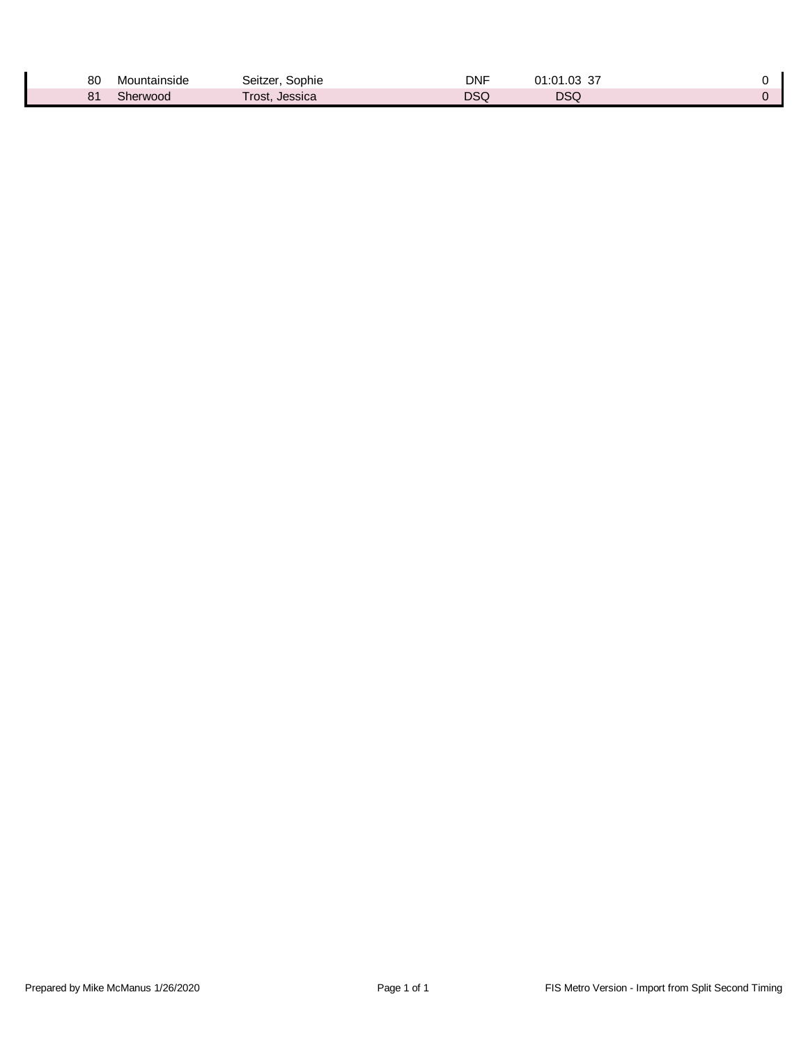| | | | | | |
|---|---|---|---|---|---|
| 80 | Mountainside | Seitzer, Sophie | DNF | 01:01.03 37 | 0 |
| 81 | Sherwood | Trost, Jessica | DSQ | DSQ | 0 |

Prepared by Mike McManus 1/26/2020

FIS Metro Version - Import from Split Second Timing